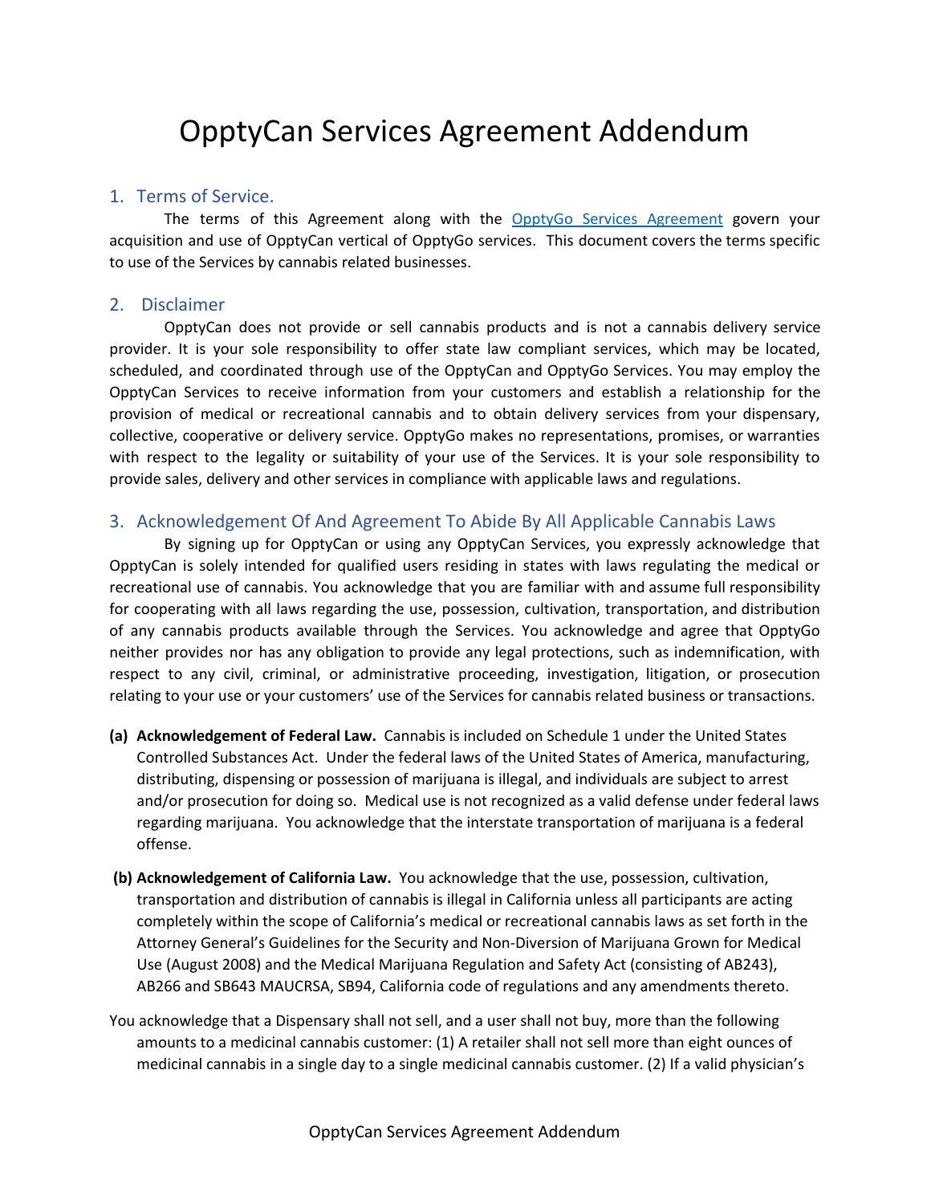# OpptyCan Services Agreement Addendum

## 1. Terms of Service.

The terms of this Agreement along with the [OpptyGo Services Agreement]() govern your acquisition and use of OpptyCan vertical of OpptyGo services. This document covers the terms specific to use of the Services by cannabis related businesses.

## 2. Disclaimer

OpptyCan does not provide or sell cannabis products and is not a cannabis delivery service provider. It is your sole responsibility to offer state law compliant services, which may be located, scheduled, and coordinated through use of the OpptyCan and OpptyGo Services. You may employ the OpptyCan Services to receive information from your customers and establish a relationship for the provision of medical or recreational cannabis and to obtain delivery services from your dispensary, collective, cooperative or delivery service. OpptyGo makes no representations, promises, or warranties with respect to the legality or suitability of your use of the Services. It is your sole responsibility to provide sales, delivery and other services in compliance with applicable laws and regulations.

## 3. Acknowledgement Of And Agreement To Abide By All Applicable Cannabis Laws

By signing up for OpptyCan or using any OpptyCan Services, you expressly acknowledge that OpptyCan is solely intended for qualified users residing in states with laws regulating the medical or recreational use of cannabis. You acknowledge that you are familiar with and assume full responsibility for cooperating with all laws regarding the use, possession, cultivation, transportation, and distribution of any cannabis products available through the Services. You acknowledge and agree that OpptyGo neither provides nor has any obligation to provide any legal protections, such as indemnification, with respect to any civil, criminal, or administrative proceeding, investigation, litigation, or prosecution relating to your use or your customers' use of the Services for cannabis related business or transactions.

**(a) Acknowledgement of Federal Law.** Cannabis is included on Schedule 1 under the United States Controlled Substances Act. Under the federal laws of the United States of America, manufacturing, distributing, dispensing or possession of marijuana is illegal, and individuals are subject to arrest and/or prosecution for doing so. Medical use is not recognized as a valid defense under federal laws regarding marijuana. You acknowledge that the interstate transportation of marijuana is a federal offense.

**(b) Acknowledgement of California Law.** You acknowledge that the use, possession, cultivation, transportation and distribution of cannabis is illegal in California unless all participants are acting completely within the scope of California's medical or recreational cannabis laws as set forth in the Attorney General's Guidelines for the Security and Non-Diversion of Marijuana Grown for Medical Use (August 2008) and the Medical Marijuana Regulation and Safety Act (consisting of AB243), AB266 and SB643 MAUCRSA, SB94, California code of regulations and any amendments thereto.

You acknowledge that a Dispensary shall not sell, and a user shall not buy, more than the following amounts to a medicinal cannabis customer: (1) A retailer shall not sell more than eight ounces of medicinal cannabis in a single day to a single medicinal cannabis customer. (2) If a valid physician's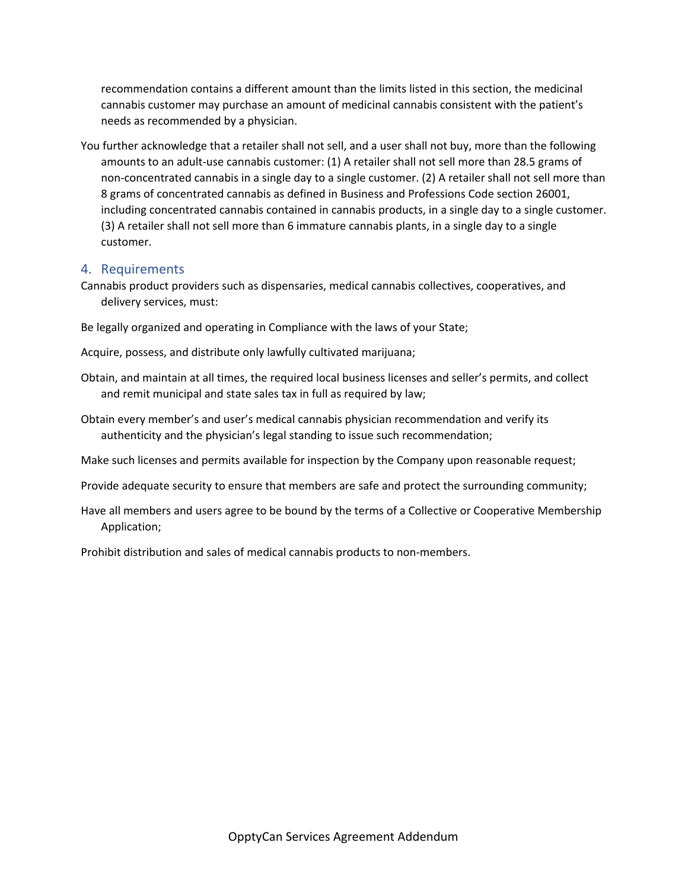recommendation contains a different amount than the limits listed in this section, the medicinal cannabis customer may purchase an amount of medicinal cannabis consistent with the patient's needs as recommended by a physician.

You further acknowledge that a retailer shall not sell, and a user shall not buy, more than the following amounts to an adult-use cannabis customer: (1) A retailer shall not sell more than 28.5 grams of non-concentrated cannabis in a single day to a single customer. (2) A retailer shall not sell more than 8 grams of concentrated cannabis as defined in Business and Professions Code section 26001, including concentrated cannabis contained in cannabis products, in a single day to a single customer. (3) A retailer shall not sell more than 6 immature cannabis plants, in a single day to a single customer.

## 4. Requirements

Cannabis product providers such as dispensaries, medical cannabis collectives, cooperatives, and delivery services, must:

Be legally organized and operating in Compliance with the laws of your State;

Acquire, possess, and distribute only lawfully cultivated marijuana;

Obtain, and maintain at all times, the required local business licenses and seller's permits, and collect and remit municipal and state sales tax in full as required by law;

Obtain every member's and user's medical cannabis physician recommendation and verify its authenticity and the physician's legal standing to issue such recommendation;

Make such licenses and permits available for inspection by the Company upon reasonable request;

Provide adequate security to ensure that members are safe and protect the surrounding community;

Have all members and users agree to be bound by the terms of a Collective or Cooperative Membership Application;

Prohibit distribution and sales of medical cannabis products to non-members.